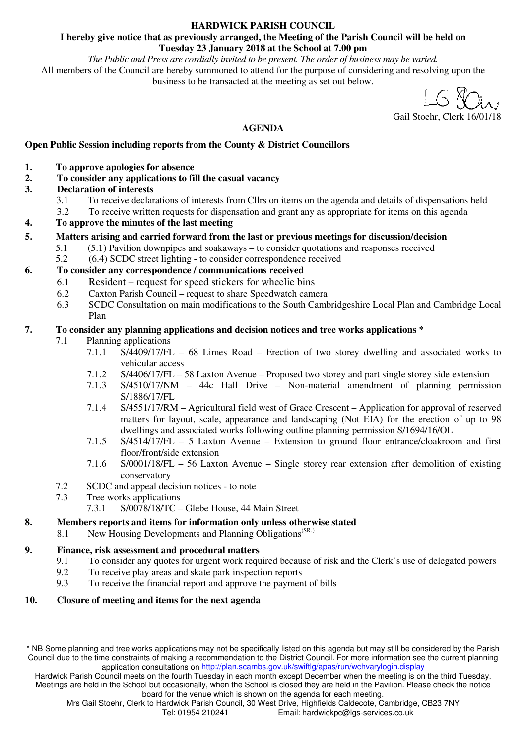# HARDWICK PARISH COUNCIL

**I hereby give notice that as previously arranged, the Meeting of the Parish Council will be held on Tuesday 23 January 2018 at the School at 7.00 pm**

*The Public and Press are cordially invited to be present. The order of business may be varied.*

All members of the Council are hereby summoned to attend for the purpose of considering and resolving upon the business to be transacted at the meeting as set out below.

Gail Stoehr, Clerk 16/01/18

## AGENDA

**Open Public Session including reports from the County & District Councillors**

1. **To approve apologies for absence**
2. **To consider any applications to fill the casual vacancy**
3. **Declaration of interests**
   - 3.1 To receive declarations of interests from Cllrs on items on the agenda and details of dispensations held
   - 3.2 To receive written requests for dispensation and grant any as appropriate for items on this agenda
4. **To approve the minutes of the last meeting**
5. **Matters arising and carried forward from the last or previous meetings for discussion/decision**
   - 5.1 (5.1) Pavilion downpipes and soakaways – to consider quotations and responses received
   - 5.2 (6.4) SCDC street lighting - to consider correspondence received
6. **To consider any correspondence / communications received**
   - 6.1 Resident – request for speed stickers for wheelie bins
   - 6.2 Caxton Parish Council – request to share Speedwatch camera
   - 6.3 SCDC Consultation on main modifications to the South Cambridgeshire Local Plan and Cambridge Local Plan
7. **To consider any planning applications and decision notices and tree works applications ***
   - 7.1 Planning applications
     - 7.1.1 S/4409/17/FL – 68 Limes Road – Erection of two storey dwelling and associated works to vehicular access
     - 7.1.2 S/4406/17/FL – 58 Laxton Avenue – Proposed two storey and part single storey side extension
     - 7.1.3 S/4510/17/NM – 44c Hall Drive – Non-material amendment of planning permission S/1886/17/FL
     - 7.1.4 S/4551/17/RM – Agricultural field west of Grace Crescent – Application for approval of reserved matters for layout, scale, appearance and landscaping (Not EIA) for the erection of up to 98 dwellings and associated works following outline planning permission S/1694/16/OL
     - 7.1.5 S/4514/17/FL – 5 Laxton Avenue – Extension to ground floor entrance/cloakroom and first floor/front/side extension
     - 7.1.6 S/0001/18/FL – 56 Laxton Avenue – Single storey rear extension after demolition of existing conservatory
   - 7.2 SCDC and appeal decision notices - to note
   - 7.3 Tree works applications
     - 7.3.1 S/0078/18/TC – Glebe House, 44 Main Street
8. **Members reports and items for information only unless otherwise stated**
   - 8.1 New Housing Developments and Planning Obligations[(SR,)]
9. **Finance, risk assessment and procedural matters**
   - 9.1 To consider any quotes for urgent work required because of risk and the Clerk's use of delegated powers
   - 9.2 To receive play areas and skate park inspection reports
   - 9.3 To receive the financial report and approve the payment of bills
10. **Closure of meeting and items for the next agenda**

---

* NB Some planning and tree works applications may not be specifically listed on this agenda but may still be considered by the Parish Council due to the time constraints of making a recommendation to the District Council. For more information see the current planning application consultations on http://plan.scambs.gov.uk/swiftlg/apas/run/wchvarylogin.display

Hardwick Parish Council meets on the fourth Tuesday in each month except December when the meeting is on the third Tuesday. Meetings are held in the School but occasionally, when the School is closed they are held in the Pavilion. Please check the notice board for the venue which is shown on the agenda for each meeting.

Mrs Gail Stoehr, Clerk to Hardwick Parish Council, 30 West Drive, Highfields Caldecote, Cambridge, CB23 7NY
Tel: 01954 210241 Email: hardwickpc@lgs-services.co.uk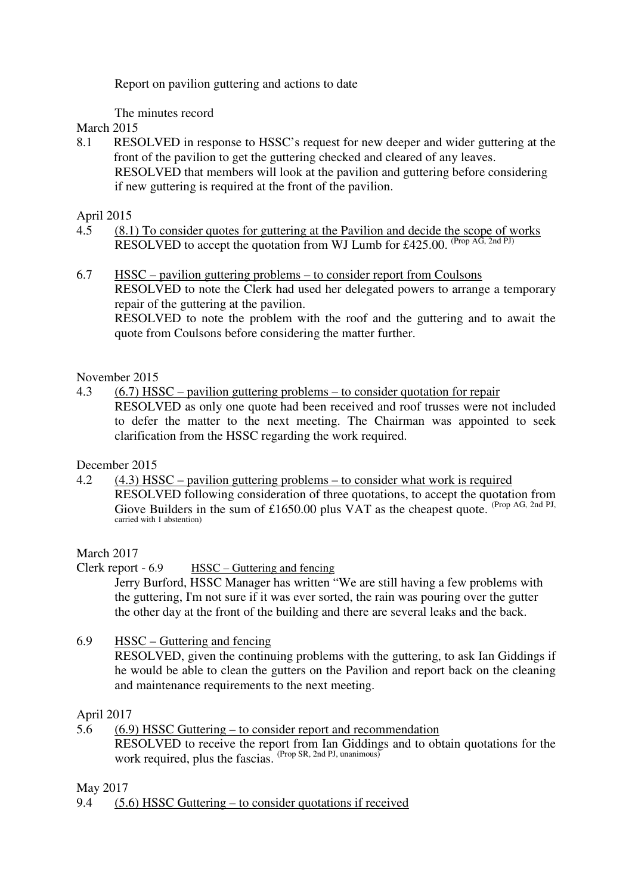Report on pavilion guttering and actions to date

The minutes record

March 2015

8.1 RESOLVED in response to HSSC's request for new deeper and wider guttering at the front of the pavilion to get the guttering checked and cleared of any leaves. RESOLVED that members will look at the pavilion and guttering before considering if new guttering is required at the front of the pavilion.

April 2015

4.5 <u>(8.1) To consider quotes for guttering at the Pavilion and decide the scope of works</u>
RESOLVED to accept the quotation from WJ Lumb for £425.00. (Prop AG, 2nd PJ)

6.7 <u>HSSC – pavilion guttering problems – to consider report from Coulsons</u>
RESOLVED to note the Clerk had used her delegated powers to arrange a temporary repair of the guttering at the pavilion.
RESOLVED to note the problem with the roof and the guttering and to await the quote from Coulsons before considering the matter further.

November 2015

4.3 <u>(6.7) HSSC – pavilion guttering problems – to consider quotation for repair</u>
RESOLVED as only one quote had been received and roof trusses were not included to defer the matter to the next meeting. The Chairman was appointed to seek clarification from the HSSC regarding the work required.

December 2015

4.2 <u>(4.3) HSSC – pavilion guttering problems – to consider what work is required</u>
RESOLVED following consideration of three quotations, to accept the quotation from Giove Builders in the sum of £1650.00 plus VAT as the cheapest quote. (Prop AG, 2nd PJ, carried with 1 abstention)

March 2017

Clerk report - 6.9 <u>HSSC – Guttering and fencing</u>
Jerry Burford, HSSC Manager has written "We are still having a few problems with the guttering, I'm not sure if it was ever sorted, the rain was pouring over the gutter the other day at the front of the building and there are several leaks and the back.

6.9 <u>HSSC – Guttering and fencing</u>
RESOLVED, given the continuing problems with the guttering, to ask Ian Giddings if he would be able to clean the gutters on the Pavilion and report back on the cleaning and maintenance requirements to the next meeting.

April 2017

5.6 <u>(6.9) HSSC Guttering – to consider report and recommendation</u>
RESOLVED to receive the report from Ian Giddings and to obtain quotations for the work required, plus the fascias. (Prop SR, 2nd PJ, unanimous)

May 2017

9.4 <u>(5.6) HSSC Guttering – to consider quotations if received</u>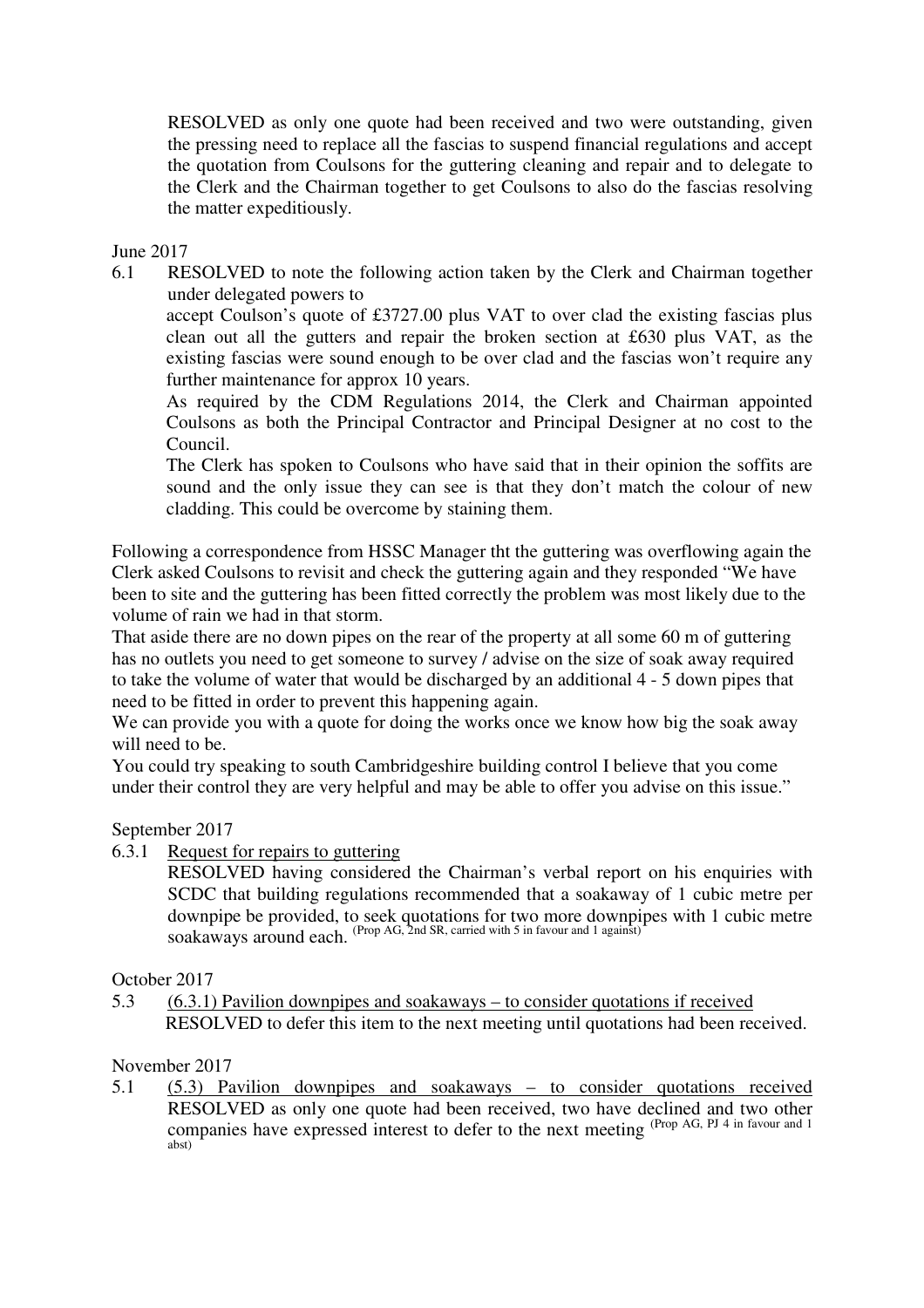RESOLVED as only one quote had been received and two were outstanding, given the pressing need to replace all the fascias to suspend financial regulations and accept the quotation from Coulsons for the guttering cleaning and repair and to delegate to the Clerk and the Chairman together to get Coulsons to also do the fascias resolving the matter expeditiously.

June 2017

6.1 RESOLVED to note the following action taken by the Clerk and Chairman together under delegated powers to

accept Coulson's quote of £3727.00 plus VAT to over clad the existing fascias plus clean out all the gutters and repair the broken section at £630 plus VAT, as the existing fascias were sound enough to be over clad and the fascias won't require any further maintenance for approx 10 years.

As required by the CDM Regulations 2014, the Clerk and Chairman appointed Coulsons as both the Principal Contractor and Principal Designer at no cost to the Council.

The Clerk has spoken to Coulsons who have said that in their opinion the soffits are sound and the only issue they can see is that they don't match the colour of new cladding. This could be overcome by staining them.

Following a correspondence from HSSC Manager tht the guttering was overflowing again the Clerk asked Coulsons to revisit and check the guttering again and they responded "We have been to site and the guttering has been fitted correctly the problem was most likely due to the volume of rain we had in that storm.

That aside there are no down pipes on the rear of the property at all some 60 m of guttering has no outlets you need to get someone to survey / advise on the size of soak away required to take the volume of water that would be discharged by an additional 4 - 5 down pipes that need to be fitted in order to prevent this happening again.

We can provide you with a quote for doing the works once we know how big the soak away will need to be.

You could try speaking to south Cambridgeshire building control I believe that you come under their control they are very helpful and may be able to offer you advise on this issue."

September 2017

6.3.1 <u>Request for repairs to guttering</u>

RESOLVED having considered the Chairman's verbal report on his enquiries with SCDC that building regulations recommended that a soakaway of 1 cubic metre per downpipe be provided, to seek quotations for two more downpipes with 1 cubic metre soakaways around each. (Prop AG, 2nd SR, carried with 5 in favour and 1 against)

October 2017

5.3 <u>(6.3.1) Pavilion downpipes and soakaways – to consider quotations if received</u>

RESOLVED to defer this item to the next meeting until quotations had been received.

November 2017

5.1 <u>(5.3) Pavilion downpipes and soakaways – to consider quotations received</u>

RESOLVED as only one quote had been received, two have declined and two other companies have expressed interest to defer to the next meeting (Prop AG, PJ 4 in favour and 1 abst)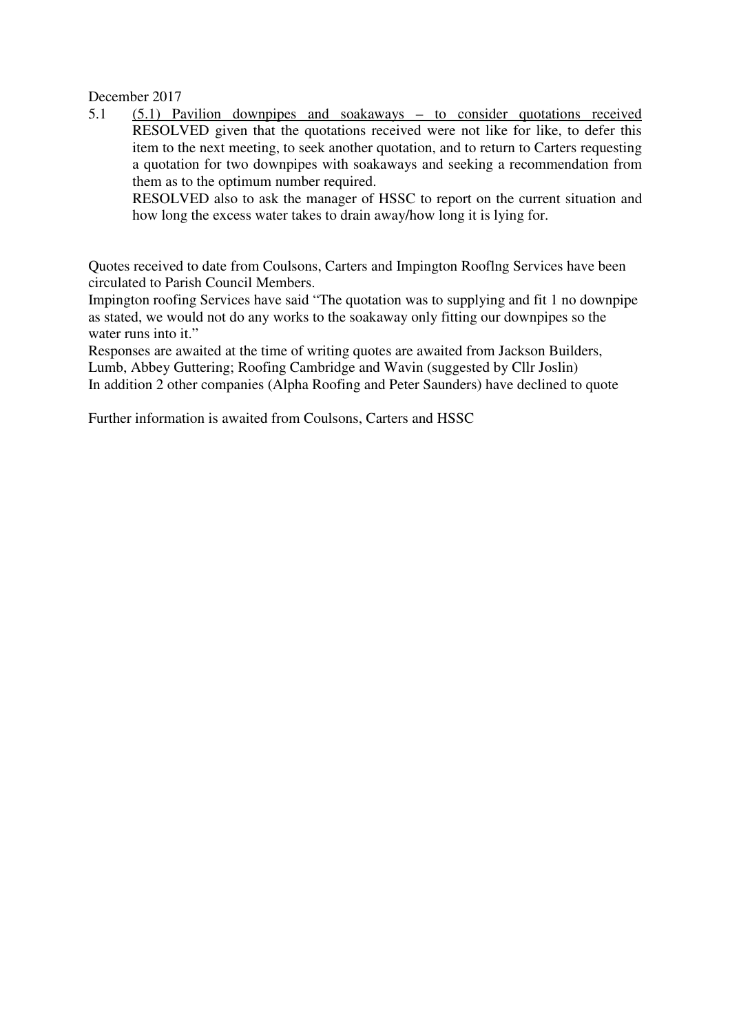December 2017

5.1 <u>(5.1) Pavilion downpipes and soakaways – to consider quotations received</u>
RESOLVED given that the quotations received were not like for like, to defer this item to the next meeting, to seek another quotation, and to return to Carters requesting a quotation for two downpipes with soakaways and seeking a recommendation from them as to the optimum number required.
RESOLVED also to ask the manager of HSSC to report on the current situation and how long the excess water takes to drain away/how long it is lying for.

Quotes received to date from Coulsons, Carters and Impington Roofing Services have been circulated to Parish Council Members.
Impington roofing Services have said "The quotation was to supplying and fit 1 no downpipe as stated, we would not do any works to the soakaway only fitting our downpipes so the water runs into it."
Responses are awaited at the time of writing quotes are awaited from Jackson Builders, Lumb, Abbey Guttering; Roofing Cambridge and Wavin (suggested by Cllr Joslin)
In addition 2 other companies (Alpha Roofing and Peter Saunders) have declined to quote

Further information is awaited from Coulsons, Carters and HSSC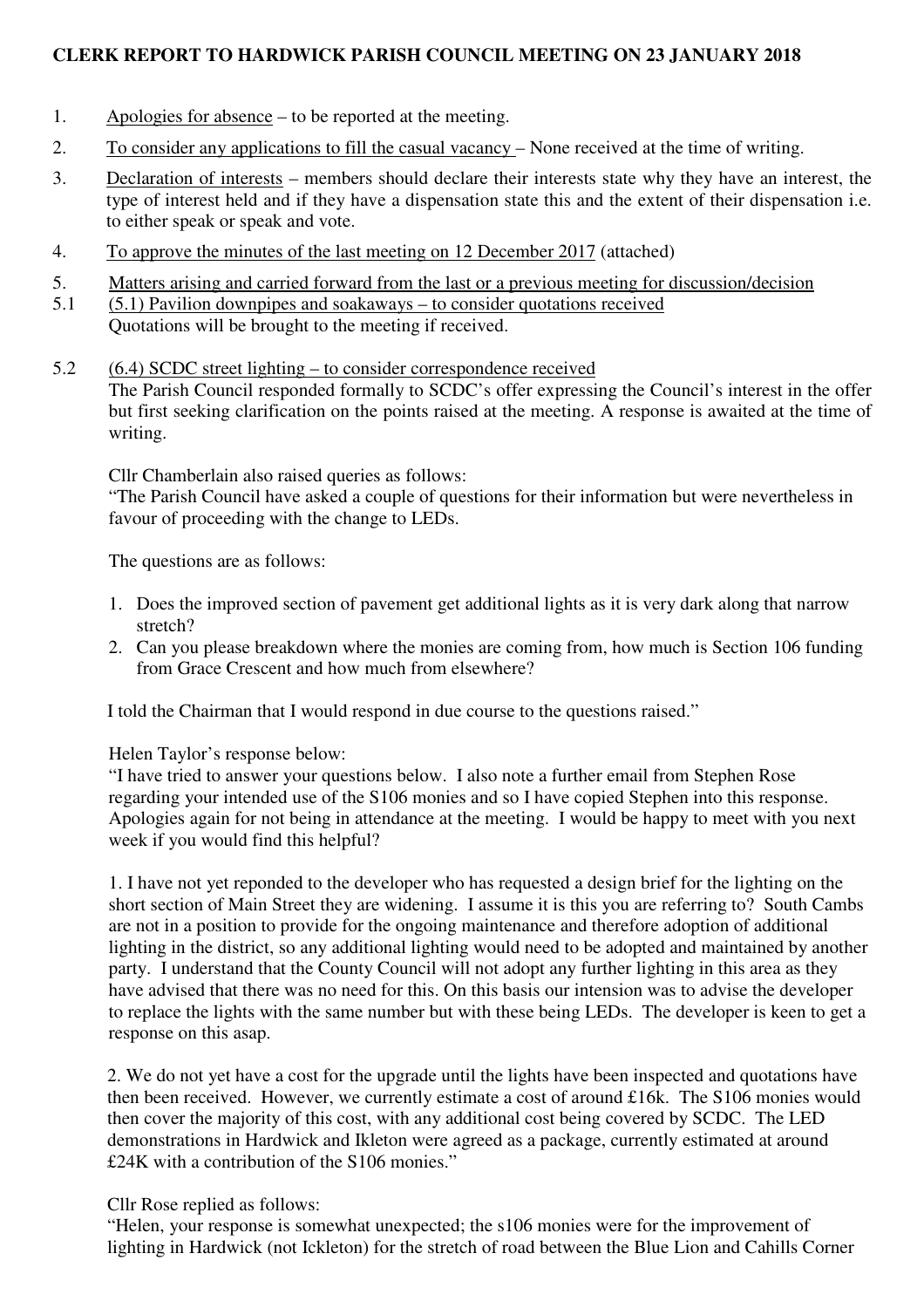## CLERK REPORT TO HARDWICK PARISH COUNCIL MEETING ON 23 JANUARY 2018

1. Apologies for absence – to be reported at the meeting.
2. To consider any applications to fill the casual vacancy – None received at the time of writing.
3. Declaration of interests – members should declare their interests state why they have an interest, the type of interest held and if they have a dispensation state this and the extent of their dispensation i.e. to either speak or speak and vote.
4. To approve the minutes of the last meeting on 12 December 2017 (attached)
5. Matters arising and carried forward from the last or a previous meeting for discussion/decision

5.1 (5.1) Pavilion downpipes and soakaways – to consider quotations received
Quotations will be brought to the meeting if received.

5.2 (6.4) SCDC street lighting – to consider correspondence received
The Parish Council responded formally to SCDC's offer expressing the Council's interest in the offer but first seeking clarification on the points raised at the meeting. A response is awaited at the time of writing.

Cllr Chamberlain also raised queries as follows:
"The Parish Council have asked a couple of questions for their information but were nevertheless in favour of proceeding with the change to LEDs.

The questions are as follows:

1. Does the improved section of pavement get additional lights as it is very dark along that narrow stretch?
2. Can you please breakdown where the monies are coming from, how much is Section 106 funding from Grace Crescent and how much from elsewhere?

I told the Chairman that I would respond in due course to the questions raised."

Helen Taylor's response below:
"I have tried to answer your questions below. I also note a further email from Stephen Rose regarding your intended use of the S106 monies and so I have copied Stephen into this response. Apologies again for not being in attendance at the meeting. I would be happy to meet with you next week if you would find this helpful?

1. I have not yet reponded to the developer who has requested a design brief for the lighting on the short section of Main Street they are widening. I assume it is this you are referring to? South Cambs are not in a position to provide for the ongoing maintenance and therefore adoption of additional lighting in the district, so any additional lighting would need to be adopted and maintained by another party. I understand that the County Council will not adopt any further lighting in this area as they have advised that there was no need for this. On this basis our intension was to advise the developer to replace the lights with the same number but with these being LEDs. The developer is keen to get a response on this asap.

2. We do not yet have a cost for the upgrade until the lights have been inspected and quotations have then been received. However, we currently estimate a cost of around £16k. The S106 monies would then cover the majority of this cost, with any additional cost being covered by SCDC. The LED demonstrations in Hardwick and Ikleton were agreed as a package, currently estimated at around £24K with a contribution of the S106 monies."

Cllr Rose replied as follows:
"Helen, your response is somewhat unexpected; the s106 monies were for the improvement of lighting in Hardwick (not Ickleton) for the stretch of road between the Blue Lion and Cahills Corner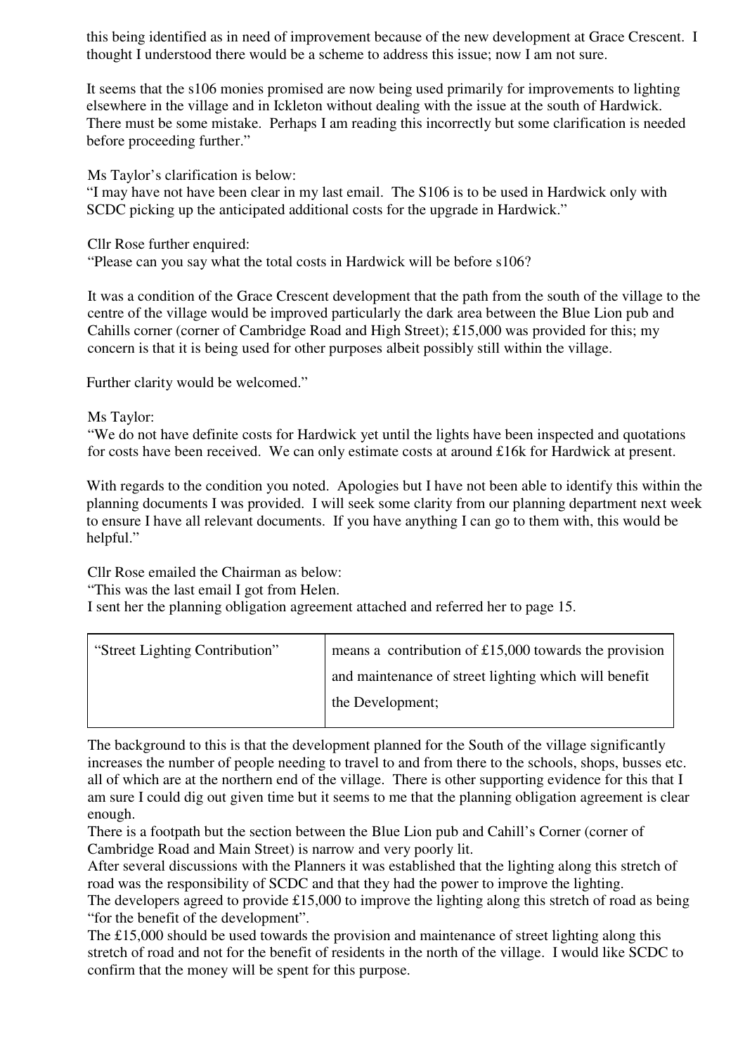this being identified as in need of improvement because of the new development at Grace Crescent. I thought I understood there would be a scheme to address this issue; now I am not sure.

It seems that the s106 monies promised are now being used primarily for improvements to lighting elsewhere in the village and in Ickleton without dealing with the issue at the south of Hardwick. There must be some mistake. Perhaps I am reading this incorrectly but some clarification is needed before proceeding further."

Ms Taylor's clarification is below:
"I may have not have been clear in my last email. The S106 is to be used in Hardwick only with SCDC picking up the anticipated additional costs for the upgrade in Hardwick."

Cllr Rose further enquired:
"Please can you say what the total costs in Hardwick will be before s106?

It was a condition of the Grace Crescent development that the path from the south of the village to the centre of the village would be improved particularly the dark area between the Blue Lion pub and Cahills corner (corner of Cambridge Road and High Street); £15,000 was provided for this; my concern is that it is being used for other purposes albeit possibly still within the village.

Further clarity would be welcomed."

Ms Taylor:
"We do not have definite costs for Hardwick yet until the lights have been inspected and quotations for costs have been received. We can only estimate costs at around £16k for Hardwick at present.

With regards to the condition you noted. Apologies but I have not been able to identify this within the planning documents I was provided. I will seek some clarity from our planning department next week to ensure I have all relevant documents. If you have anything I can go to them with, this would be helpful."

Cllr Rose emailed the Chairman as below:
"This was the last email I got from Helen.
I sent her the planning obligation agreement attached and referred her to page 15.

| "Street Lighting Contribution" | means a contribution of £15,000 towards the provision and maintenance of street lighting which will benefit the Development; |
|---|---|

The background to this is that the development planned for the South of the village significantly increases the number of people needing to travel to and from there to the schools, shops, busses etc. all of which are at the northern end of the village. There is other supporting evidence for this that I am sure I could dig out given time but it seems to me that the planning obligation agreement is clear enough.
There is a footpath but the section between the Blue Lion pub and Cahill's Corner (corner of Cambridge Road and Main Street) is narrow and very poorly lit.
After several discussions with the Planners it was established that the lighting along this stretch of road was the responsibility of SCDC and that they had the power to improve the lighting.
The developers agreed to provide £15,000 to improve the lighting along this stretch of road as being "for the benefit of the development".
The £15,000 should be used towards the provision and maintenance of street lighting along this stretch of road and not for the benefit of residents in the north of the village. I would like SCDC to confirm that the money will be spent for this purpose.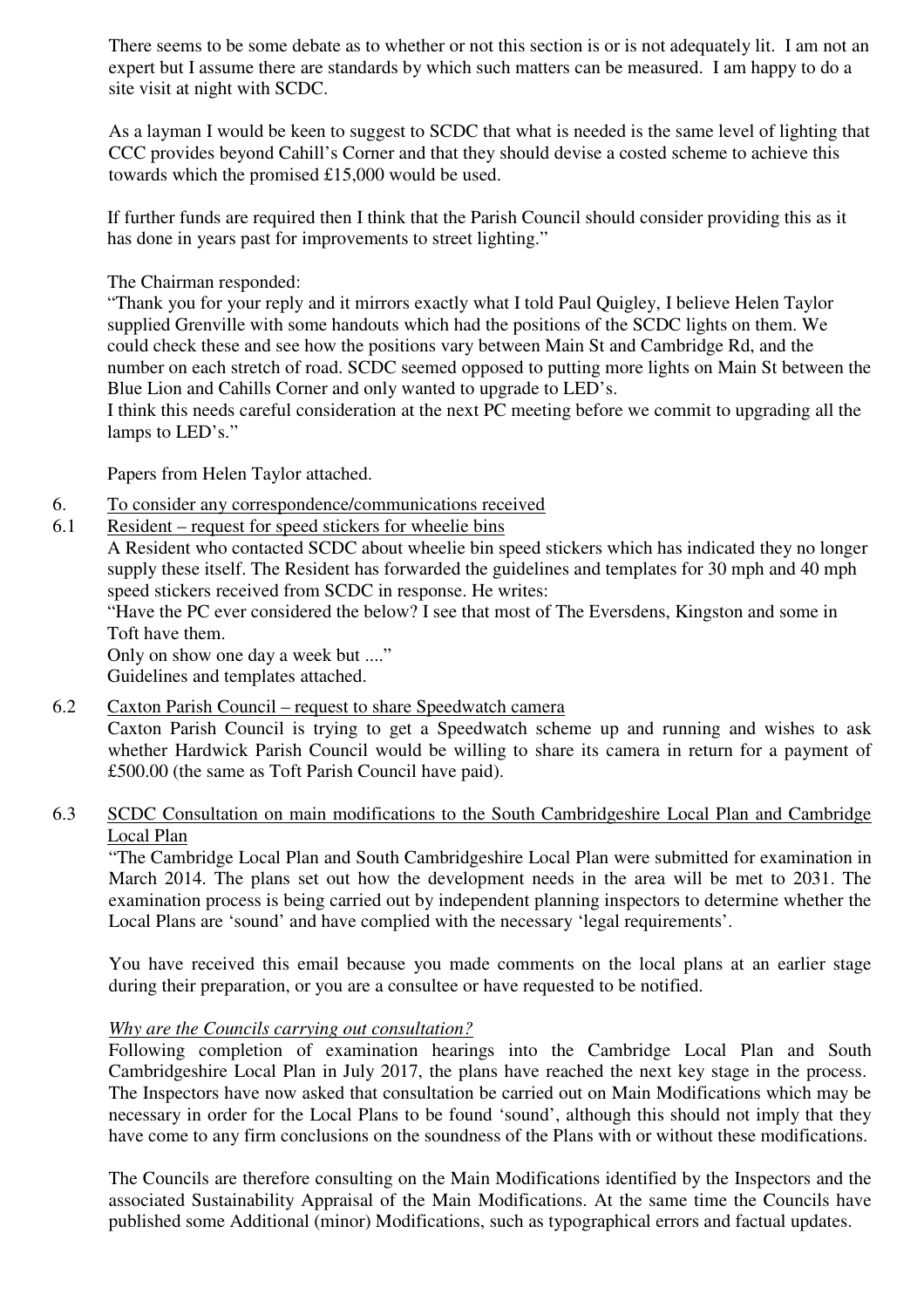There seems to be some debate as to whether or not this section is or is not adequately lit. I am not an expert but I assume there are standards by which such matters can be measured. I am happy to do a site visit at night with SCDC.

As a layman I would be keen to suggest to SCDC that what is needed is the same level of lighting that CCC provides beyond Cahill's Corner and that they should devise a costed scheme to achieve this towards which the promised £15,000 would be used.

If further funds are required then I think that the Parish Council should consider providing this as it has done in years past for improvements to street lighting."

The Chairman responded:

"Thank you for your reply and it mirrors exactly what I told Paul Quigley, I believe Helen Taylor supplied Grenville with some handouts which had the positions of the SCDC lights on them. We could check these and see how the positions vary between Main St and Cambridge Rd, and the number on each stretch of road. SCDC seemed opposed to putting more lights on Main St between the Blue Lion and Cahills Corner and only wanted to upgrade to LED's.
I think this needs careful consideration at the next PC meeting before we commit to upgrading all the lamps to LED's."

Papers from Helen Taylor attached.

6. <u>To consider any correspondence/communications received</u>

6.1 <u>Resident – request for speed stickers for wheelie bins</u>

A Resident who contacted SCDC about wheelie bin speed stickers which has indicated they no longer supply these itself. The Resident has forwarded the guidelines and templates for 30 mph and 40 mph speed stickers received from SCDC in response. He writes:
"Have the PC ever considered the below? I see that most of The Eversdens, Kingston and some in Toft have them.
Only on show one day a week but ...."
Guidelines and templates attached.

6.2 <u>Caxton Parish Council – request to share Speedwatch camera</u>

Caxton Parish Council is trying to get a Speedwatch scheme up and running and wishes to ask whether Hardwick Parish Council would be willing to share its camera in return for a payment of £500.00 (the same as Toft Parish Council have paid).

6.3 <u>SCDC Consultation on main modifications to the South Cambridgeshire Local Plan and Cambridge Local Plan</u>

"The Cambridge Local Plan and South Cambridgeshire Local Plan were submitted for examination in March 2014. The plans set out how the development needs in the area will be met to 2031. The examination process is being carried out by independent planning inspectors to determine whether the Local Plans are 'sound' and have complied with the necessary 'legal requirements'.

You have received this email because you made comments on the local plans at an earlier stage during their preparation, or you are a consultee or have requested to be notified.

<u>*Why are the Councils carrying out consultation?*</u>

Following completion of examination hearings into the Cambridge Local Plan and South Cambridgeshire Local Plan in July 2017, the plans have reached the next key stage in the process. The Inspectors have now asked that consultation be carried out on Main Modifications which may be necessary in order for the Local Plans to be found 'sound', although this should not imply that they have come to any firm conclusions on the soundness of the Plans with or without these modifications.

The Councils are therefore consulting on the Main Modifications identified by the Inspectors and the associated Sustainability Appraisal of the Main Modifications. At the same time the Councils have published some Additional (minor) Modifications, such as typographical errors and factual updates.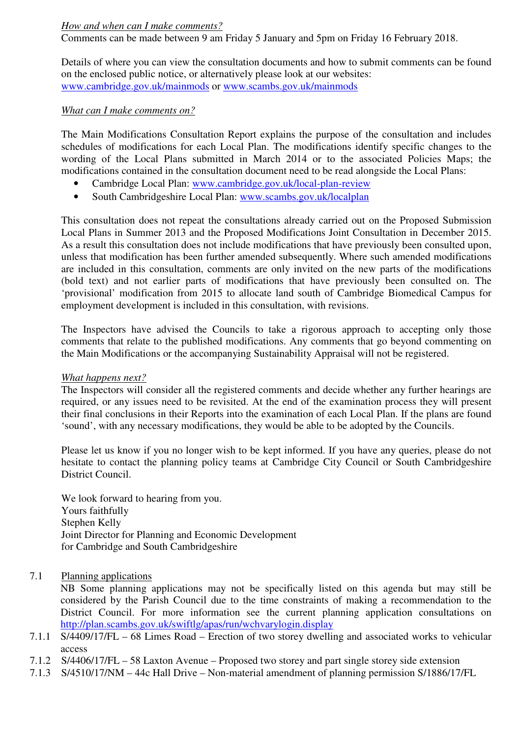*How and when can I make comments?*

Comments can be made between 9 am Friday 5 January and 5pm on Friday 16 February 2018.

Details of where you can view the consultation documents and how to submit comments can be found on the enclosed public notice, or alternatively please look at our websites: www.cambridge.gov.uk/mainmods or www.scambs.gov.uk/mainmods

*What can I make comments on?*

The Main Modifications Consultation Report explains the purpose of the consultation and includes schedules of modifications for each Local Plan. The modifications identify specific changes to the wording of the Local Plans submitted in March 2014 or to the associated Policies Maps; the modifications contained in the consultation document need to be read alongside the Local Plans:

- Cambridge Local Plan: www.cambridge.gov.uk/local-plan-review
- South Cambridgeshire Local Plan: www.scambs.gov.uk/localplan

This consultation does not repeat the consultations already carried out on the Proposed Submission Local Plans in Summer 2013 and the Proposed Modifications Joint Consultation in December 2015. As a result this consultation does not include modifications that have previously been consulted upon, unless that modification has been further amended subsequently. Where such amended modifications are included in this consultation, comments are only invited on the new parts of the modifications (bold text) and not earlier parts of modifications that have previously been consulted on. The 'provisional' modification from 2015 to allocate land south of Cambridge Biomedical Campus for employment development is included in this consultation, with revisions.

The Inspectors have advised the Councils to take a rigorous approach to accepting only those comments that relate to the published modifications. Any comments that go beyond commenting on the Main Modifications or the accompanying Sustainability Appraisal will not be registered.

*What happens next?*

The Inspectors will consider all the registered comments and decide whether any further hearings are required, or any issues need to be revisited. At the end of the examination process they will present their final conclusions in their Reports into the examination of each Local Plan. If the plans are found 'sound', with any necessary modifications, they would be able to be adopted by the Councils.

Please let us know if you no longer wish to be kept informed. If you have any queries, please do not hesitate to contact the planning policy teams at Cambridge City Council or South Cambridgeshire District Council.

We look forward to hearing from you.
Yours faithfully
Stephen Kelly
Joint Director for Planning and Economic Development
for Cambridge and South Cambridgeshire

7.1 Planning applications

NB Some planning applications may not be specifically listed on this agenda but may still be considered by the Parish Council due to the time constraints of making a recommendation to the District Council. For more information see the current planning application consultations on http://plan.scambs.gov.uk/swiftlg/apas/run/wchvarylogin.display

7.1.1 S/4409/17/FL – 68 Limes Road – Erection of two storey dwelling and associated works to vehicular access

7.1.2 S/4406/17/FL – 58 Laxton Avenue – Proposed two storey and part single storey side extension

7.1.3 S/4510/17/NM – 44c Hall Drive – Non-material amendment of planning permission S/1886/17/FL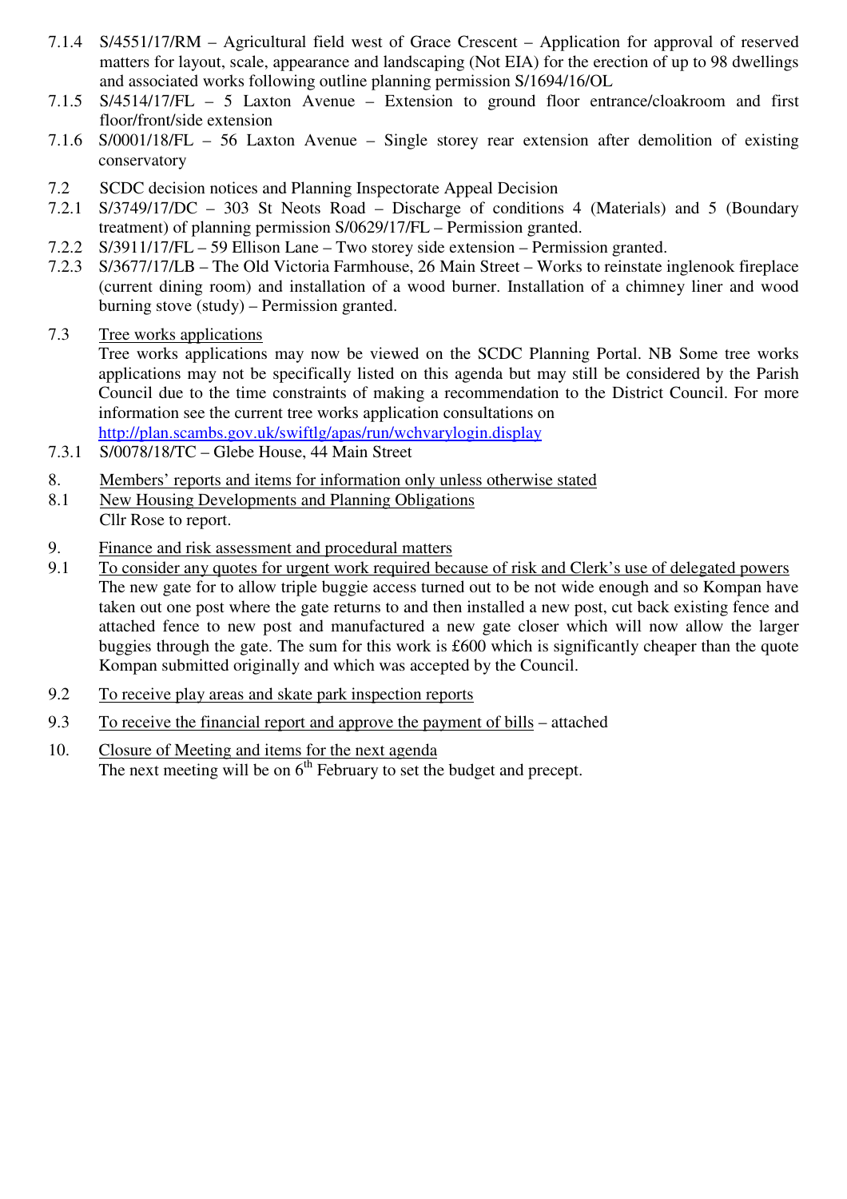7.1.4 S/4551/17/RM – Agricultural field west of Grace Crescent – Application for approval of reserved matters for layout, scale, appearance and landscaping (Not EIA) for the erection of up to 98 dwellings and associated works following outline planning permission S/1694/16/OL

7.1.5 S/4514/17/FL – 5 Laxton Avenue – Extension to ground floor entrance/cloakroom and first floor/front/side extension

7.1.6 S/0001/18/FL – 56 Laxton Avenue – Single storey rear extension after demolition of existing conservatory

7.2 SCDC decision notices and Planning Inspectorate Appeal Decision

7.2.1 S/3749/17/DC – 303 St Neots Road – Discharge of conditions 4 (Materials) and 5 (Boundary treatment) of planning permission S/0629/17/FL – Permission granted.

7.2.2 S/3911/17/FL – 59 Ellison Lane – Two storey side extension – Permission granted.

7.2.3 S/3677/17/LB – The Old Victoria Farmhouse, 26 Main Street – Works to reinstate inglenook fireplace (current dining room) and installation of a wood burner. Installation of a chimney liner and wood burning stove (study) – Permission granted.

7.3 <u>Tree works applications</u>

Tree works applications may now be viewed on the SCDC Planning Portal. NB Some tree works applications may not be specifically listed on this agenda but may still be considered by the Parish Council due to the time constraints of making a recommendation to the District Council. For more information see the current tree works application consultations on
http://plan.scambs.gov.uk/swiftlg/apas/run/wchvarylogin.display

7.3.1 S/0078/18/TC – Glebe House, 44 Main Street

8. <u>Members' reports and items for information only unless otherwise stated</u>

8.1 <u>New Housing Developments and Planning Obligations</u>

Cllr Rose to report.

9. <u>Finance and risk assessment and procedural matters</u>

9.1 <u>To consider any quotes for urgent work required because of risk and Clerk's use of delegated powers</u>

The new gate for to allow triple buggie access turned out to be not wide enough and so Kompan have taken out one post where the gate returns to and then installed a new post, cut back existing fence and attached fence to new post and manufactured a new gate closer which will now allow the larger buggies through the gate. The sum for this work is £600 which is significantly cheaper than the quote Kompan submitted originally and which was accepted by the Council.

9.2 <u>To receive play areas and skate park inspection reports</u>

9.3 <u>To receive the financial report and approve the payment of bills</u> – attached

10. <u>Closure of Meeting and items for the next agenda</u>

The next meeting will be on 6th February to set the budget and precept.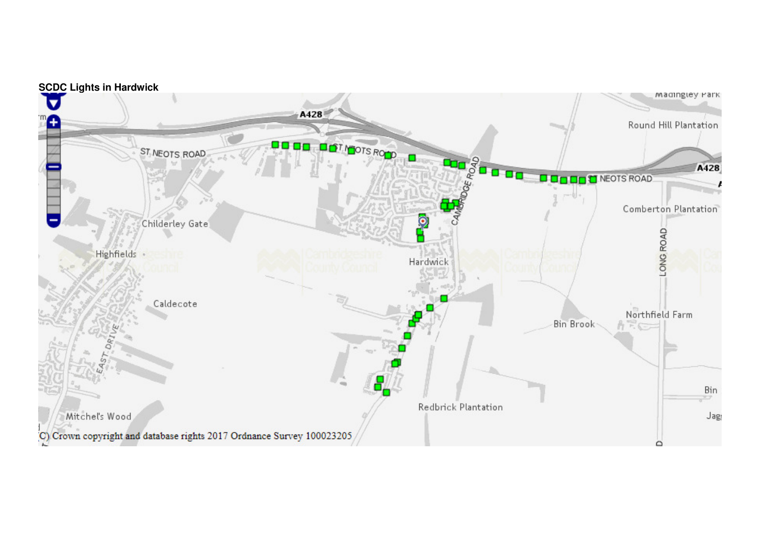**SCDC Lights in Hardwick**

(C) Crown copyright and database rights 2017 Ordnance Survey 100023205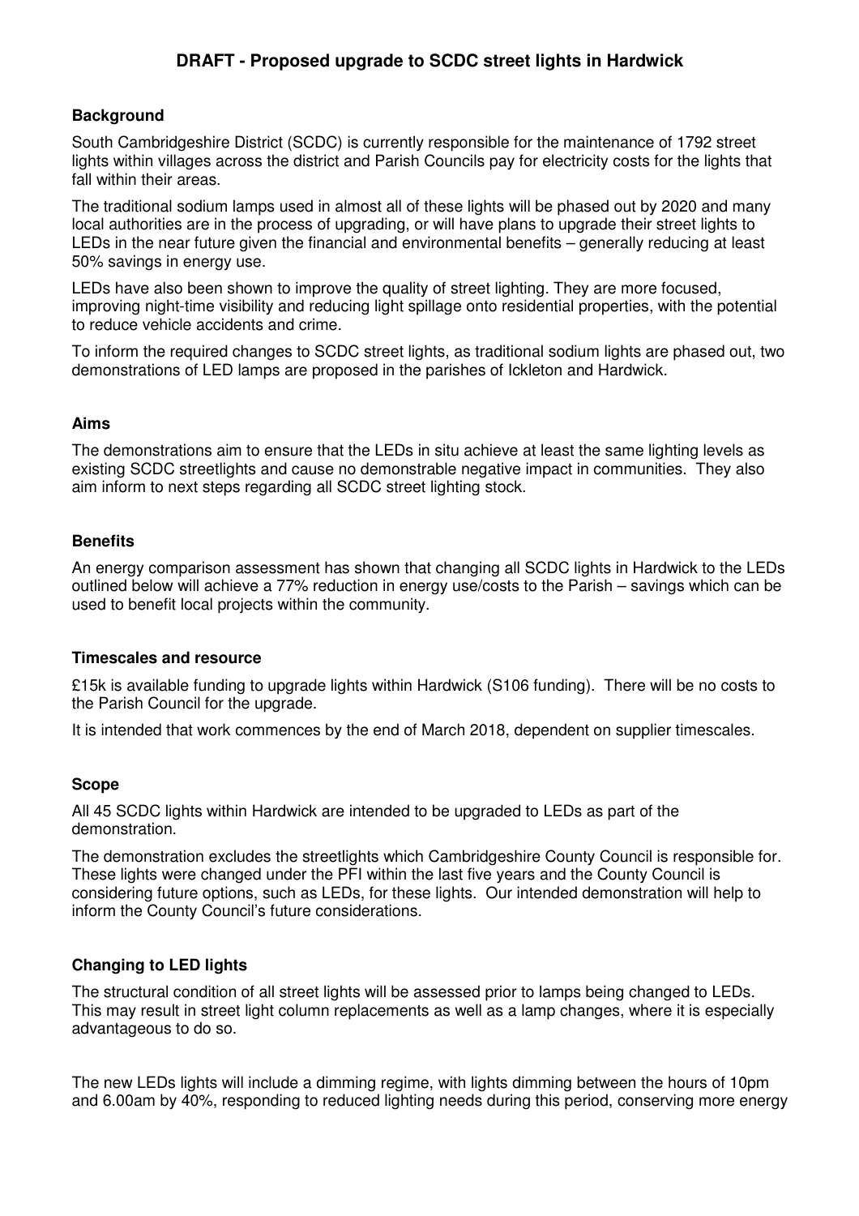# DRAFT - Proposed upgrade to SCDC street lights in Hardwick

## Background

South Cambridgeshire District (SCDC) is currently responsible for the maintenance of 1792 street lights within villages across the district and Parish Councils pay for electricity costs for the lights that fall within their areas.

The traditional sodium lamps used in almost all of these lights will be phased out by 2020 and many local authorities are in the process of upgrading, or will have plans to upgrade their street lights to LEDs in the near future given the financial and environmental benefits – generally reducing at least 50% savings in energy use.

LEDs have also been shown to improve the quality of street lighting. They are more focused, improving night-time visibility and reducing light spillage onto residential properties, with the potential to reduce vehicle accidents and crime.

To inform the required changes to SCDC street lights, as traditional sodium lights are phased out, two demonstrations of LED lamps are proposed in the parishes of Ickleton and Hardwick.

## Aims

The demonstrations aim to ensure that the LEDs in situ achieve at least the same lighting levels as existing SCDC streetlights and cause no demonstrable negative impact in communities. They also aim inform to next steps regarding all SCDC street lighting stock.

## Benefits

An energy comparison assessment has shown that changing all SCDC lights in Hardwick to the LEDs outlined below will achieve a 77% reduction in energy use/costs to the Parish – savings which can be used to benefit local projects within the community.

## Timescales and resource

£15k is available funding to upgrade lights within Hardwick (S106 funding). There will be no costs to the Parish Council for the upgrade.

It is intended that work commences by the end of March 2018, dependent on supplier timescales.

## Scope

All 45 SCDC lights within Hardwick are intended to be upgraded to LEDs as part of the demonstration.

The demonstration excludes the streetlights which Cambridgeshire County Council is responsible for. These lights were changed under the PFI within the last five years and the County Council is considering future options, such as LEDs, for these lights. Our intended demonstration will help to inform the County Council's future considerations.

## Changing to LED lights

The structural condition of all street lights will be assessed prior to lamps being changed to LEDs. This may result in street light column replacements as well as a lamp changes, where it is especially advantageous to do so.

The new LEDs lights will include a dimming regime, with lights dimming between the hours of 10pm and 6.00am by 40%, responding to reduced lighting needs during this period, conserving more energy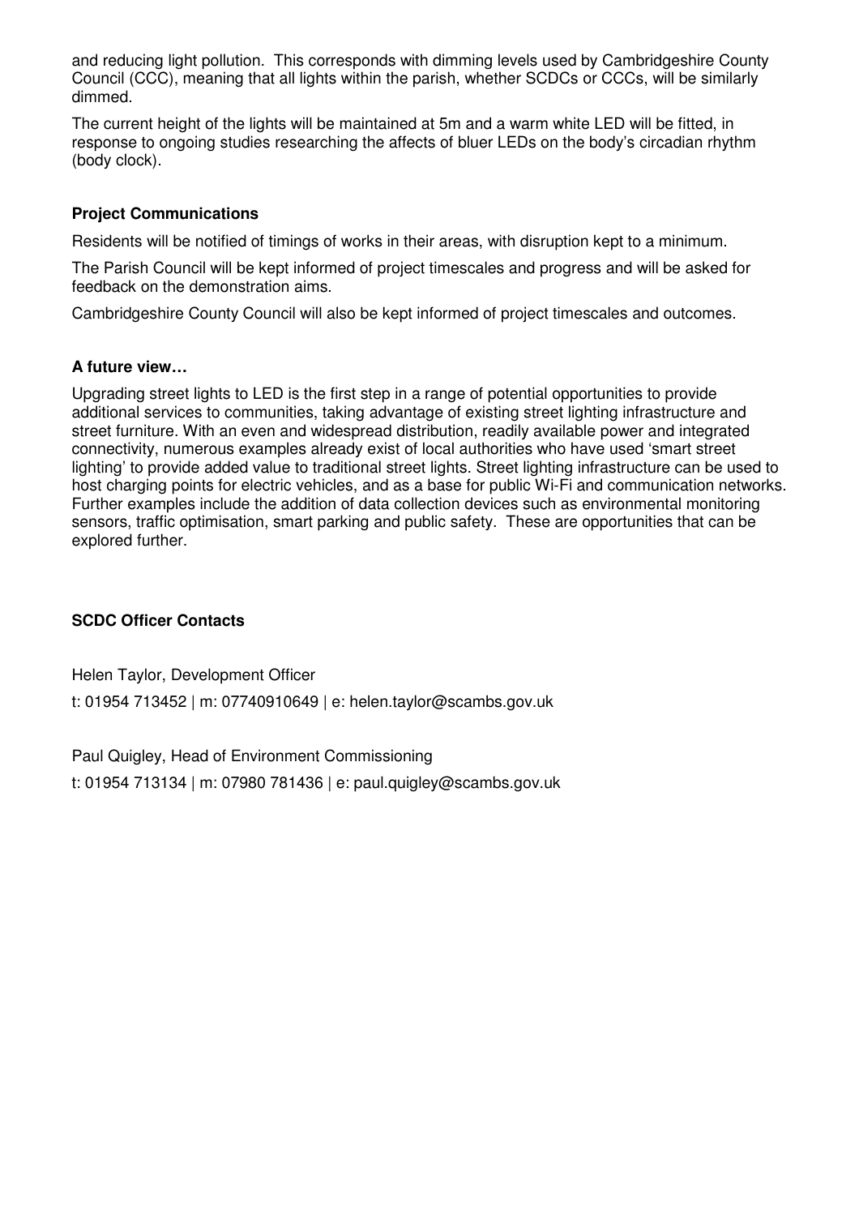and reducing light pollution. This corresponds with dimming levels used by Cambridgeshire County Council (CCC), meaning that all lights within the parish, whether SCDCs or CCCs, will be similarly dimmed.

The current height of the lights will be maintained at 5m and a warm white LED will be fitted, in response to ongoing studies researching the affects of bluer LEDs on the body's circadian rhythm (body clock).

### Project Communications

Residents will be notified of timings of works in their areas, with disruption kept to a minimum.

The Parish Council will be kept informed of project timescales and progress and will be asked for feedback on the demonstration aims.

Cambridgeshire County Council will also be kept informed of project timescales and outcomes.

### A future view…

Upgrading street lights to LED is the first step in a range of potential opportunities to provide additional services to communities, taking advantage of existing street lighting infrastructure and street furniture. With an even and widespread distribution, readily available power and integrated connectivity, numerous examples already exist of local authorities who have used 'smart street lighting' to provide added value to traditional street lights. Street lighting infrastructure can be used to host charging points for electric vehicles, and as a base for public Wi-Fi and communication networks. Further examples include the addition of data collection devices such as environmental monitoring sensors, traffic optimisation, smart parking and public safety. These are opportunities that can be explored further.

### SCDC Officer Contacts

Helen Taylor, Development Officer

t: 01954 713452 | m: 07740910649 | e: helen.taylor@scambs.gov.uk

Paul Quigley, Head of Environment Commissioning

t: 01954 713134 | m: 07980 781436 | e: paul.quigley@scambs.gov.uk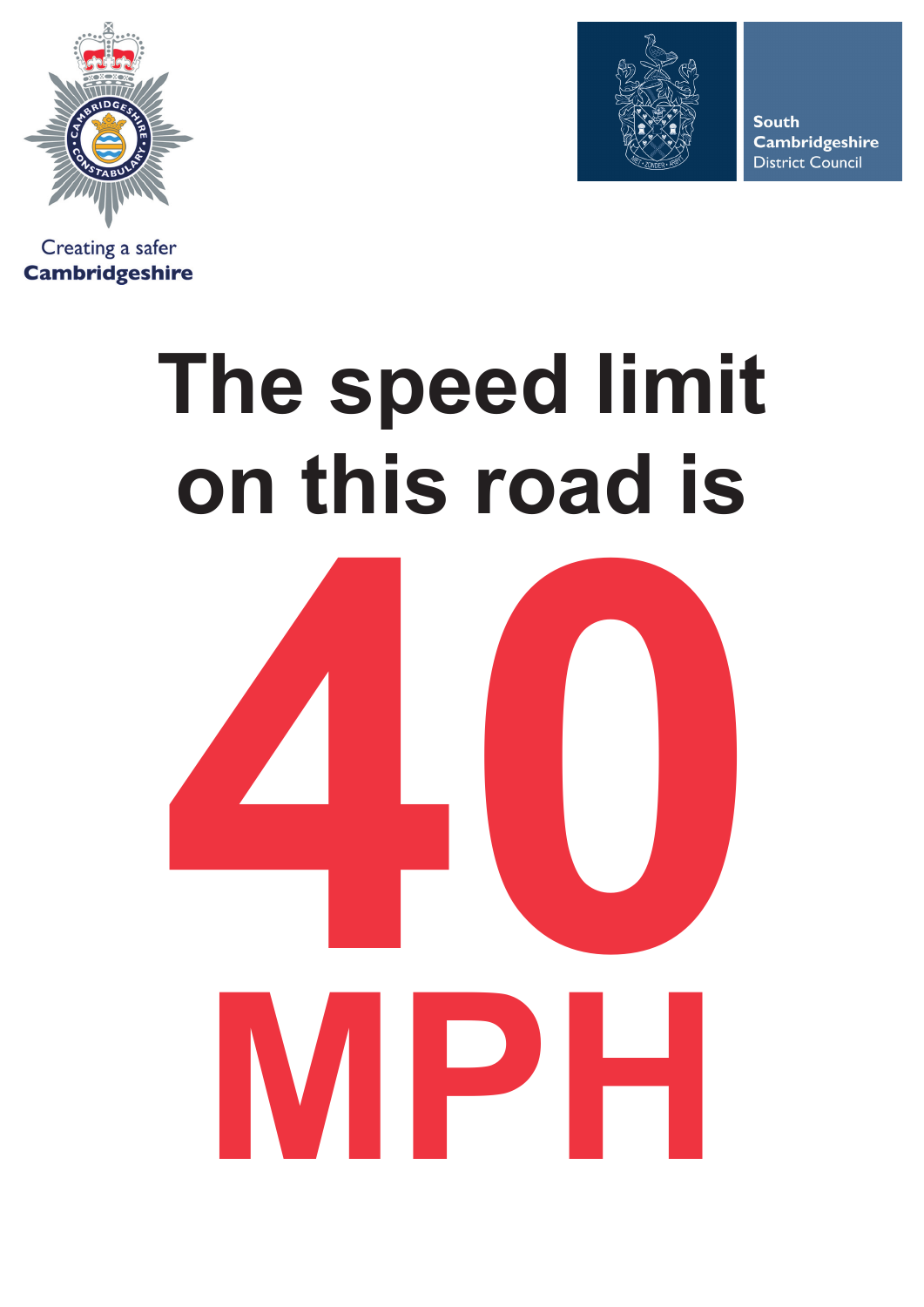Creating a safer
**Cambridgeshire**

**South Cambridgeshire**
District Council

# The speed limit on this road is

# 40

# MPH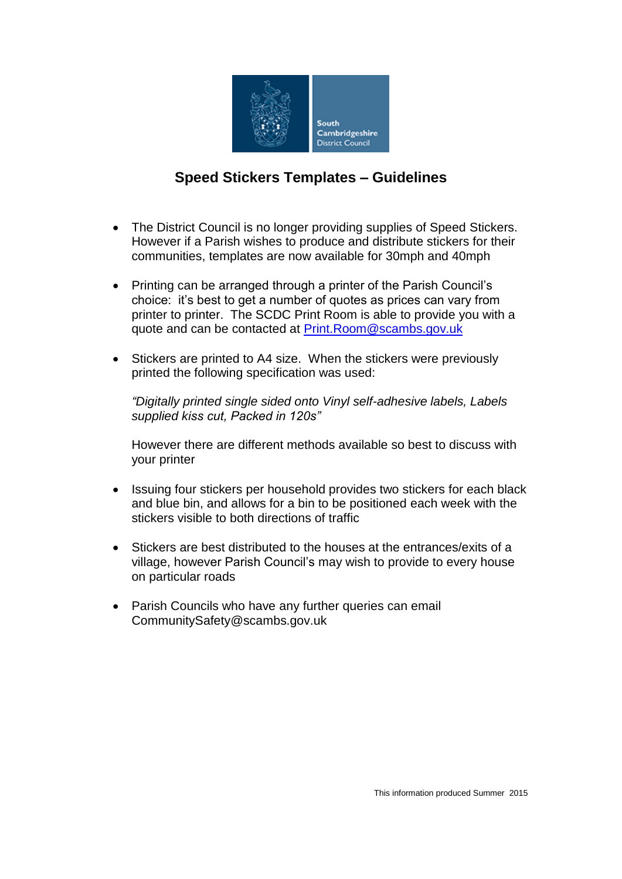South Cambridgeshire District Council

# Speed Stickers Templates – Guidelines

- The District Council is no longer providing supplies of Speed Stickers. However if a Parish wishes to produce and distribute stickers for their communities, templates are now available for 30mph and 40mph

- Printing can be arranged through a printer of the Parish Council's choice: it's best to get a number of quotes as prices can vary from printer to printer. The SCDC Print Room is able to provide you with a quote and can be contacted at Print.Room@scambs.gov.uk

- Stickers are printed to A4 size. When the stickers were previously printed the following specification was used:

  *"Digitally printed single sided onto Vinyl self-adhesive labels, Labels supplied kiss cut, Packed in 120s"*

  However there are different methods available so best to discuss with your printer

- Issuing four stickers per household provides two stickers for each black and blue bin, and allows for a bin to be positioned each week with the stickers visible to both directions of traffic

- Stickers are best distributed to the houses at the entrances/exits of a village, however Parish Council's may wish to provide to every house on particular roads

- Parish Councils who have any further queries can email CommunitySafety@scambs.gov.uk

This information produced Summer 2015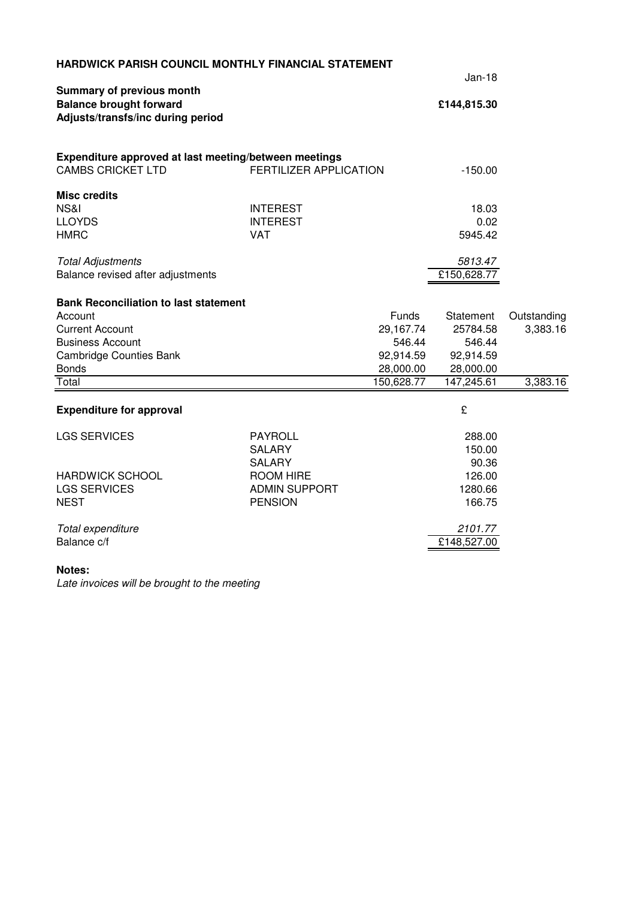**HARDWICK PARISH COUNCIL MONTHLY FINANCIAL STATEMENT**

Jan-18

**Summary of previous month**

| | | | | |
|---|---|---|---|---|
| **Balance brought forward** | | | **£144,815.30** | |
| **Adjusts/transfs/inc during period** | | | | |
| | | | | |
| **Expenditure approved at last meeting/between meetings** | | | | |
| CAMBS CRICKET LTD | FERTILIZER APPLICATION | | -150.00 | |
| | | | | |
| **Misc credits** | | | | |
| NS&I | INTEREST | | 18.03 | |
| LLOYDS | INTEREST | | 0.02 | |
| HMRC | VAT | | 5945.42 | |
| | | | | |
| *Total Adjustments* | | | *5813.47* | |
| Balance revised after adjustments | | | £150,628.77 | |

**Bank Reconciliation to last statement**

| Account | Funds | Statement | Outstanding |
|---|---|---|---|
| Current Account | 29,167.74 | 25784.58 | 3,383.16 |
| Business Account | 546.44 | 546.44 | |
| Cambridge Counties Bank | 92,914.59 | 92,914.59 | |
| Bonds | 28,000.00 | 28,000.00 | |
| Total | 150,628.77 | 147,245.61 | 3,383.16 |

**Expenditure for approval**

| | | £ |
|---|---|---|
| LGS SERVICES | PAYROLL | 288.00 |
| | SALARY | 150.00 |
| | SALARY | 90.36 |
| HARDWICK SCHOOL | ROOM HIRE | 126.00 |
| LGS SERVICES | ADMIN SUPPORT | 1280.66 |
| NEST | PENSION | 166.75 |
| | | |
| *Total expenditure* | | *2101.77* |
| Balance c/f | | £148,527.00 |

**Notes:**

*Late invoices will be brought to the meeting*